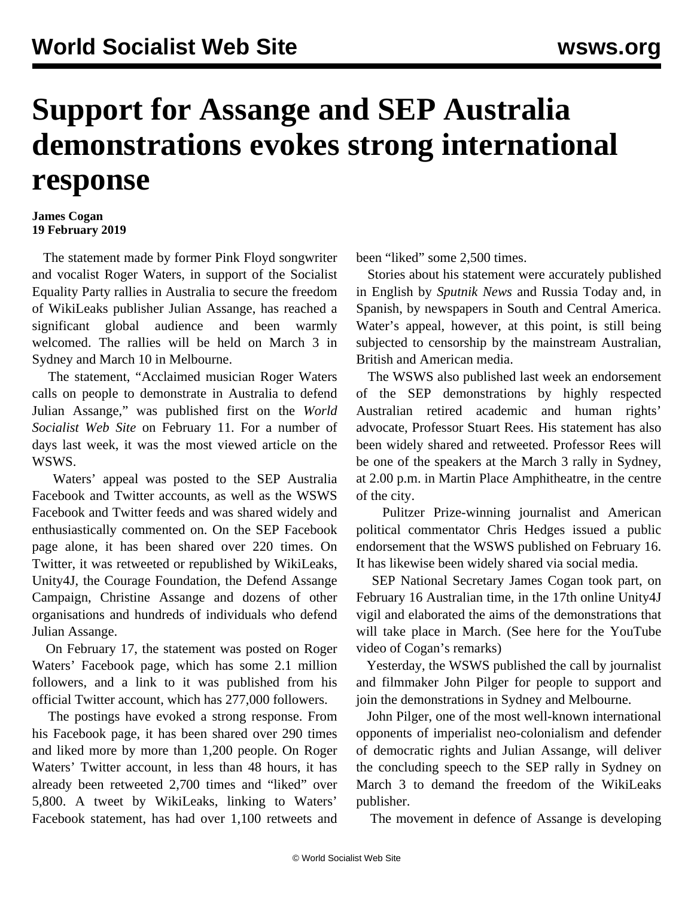# Support for Assange and SEP Australia demonstrations evokes strong international response

**James Cogan**
**19 February 2019**

The statement made by former Pink Floyd songwriter and vocalist Roger Waters, in support of the Socialist Equality Party rallies in Australia to secure the freedom of WikiLeaks publisher Julian Assange, has reached a significant global audience and been warmly welcomed. The rallies will be held on March 3 in Sydney and March 10 in Melbourne.

The statement, "Acclaimed musician Roger Waters calls on people to demonstrate in Australia to defend Julian Assange," was published first on the *World Socialist Web Site* on February 11. For a number of days last week, it was the most viewed article on the WSWS.

Waters' appeal was posted to the SEP Australia Facebook and Twitter accounts, as well as the WSWS Facebook and Twitter feeds and was shared widely and enthusiastically commented on. On the SEP Facebook page alone, it has been shared over 220 times. On Twitter, it was retweeted or republished by WikiLeaks, Unity4J, the Courage Foundation, the Defend Assange Campaign, Christine Assange and dozens of other organisations and hundreds of individuals who defend Julian Assange.

On February 17, the statement was posted on Roger Waters' Facebook page, which has some 2.1 million followers, and a link to it was published from his official Twitter account, which has 277,000 followers.

The postings have evoked a strong response. From his Facebook page, it has been shared over 290 times and liked more by more than 1,200 people. On Roger Waters' Twitter account, in less than 48 hours, it has already been retweeted 2,700 times and "liked" over 5,800. A tweet by WikiLeaks, linking to Waters' Facebook statement, has had over 1,100 retweets and been "liked" some 2,500 times.

Stories about his statement were accurately published in English by *Sputnik News* and Russia Today and, in Spanish, by newspapers in South and Central America. Water's appeal, however, at this point, is still being subjected to censorship by the mainstream Australian, British and American media.

The WSWS also published last week an endorsement of the SEP demonstrations by highly respected Australian retired academic and human rights' advocate, Professor Stuart Rees. His statement has also been widely shared and retweeted. Professor Rees will be one of the speakers at the March 3 rally in Sydney, at 2.00 p.m. in Martin Place Amphitheatre, in the centre of the city.

Pulitzer Prize-winning journalist and American political commentator Chris Hedges issued a public endorsement that the WSWS published on February 16. It has likewise been widely shared via social media.

SEP National Secretary James Cogan took part, on February 16 Australian time, in the 17th online Unity4J vigil and elaborated the aims of the demonstrations that will take place in March. (See here for the YouTube video of Cogan's remarks)

Yesterday, the WSWS published the call by journalist and filmmaker John Pilger for people to support and join the demonstrations in Sydney and Melbourne.

John Pilger, one of the most well-known international opponents of imperialist neo-colonialism and defender of democratic rights and Julian Assange, will deliver the concluding speech to the SEP rally in Sydney on March 3 to demand the freedom of the WikiLeaks publisher.

The movement in defence of Assange is developing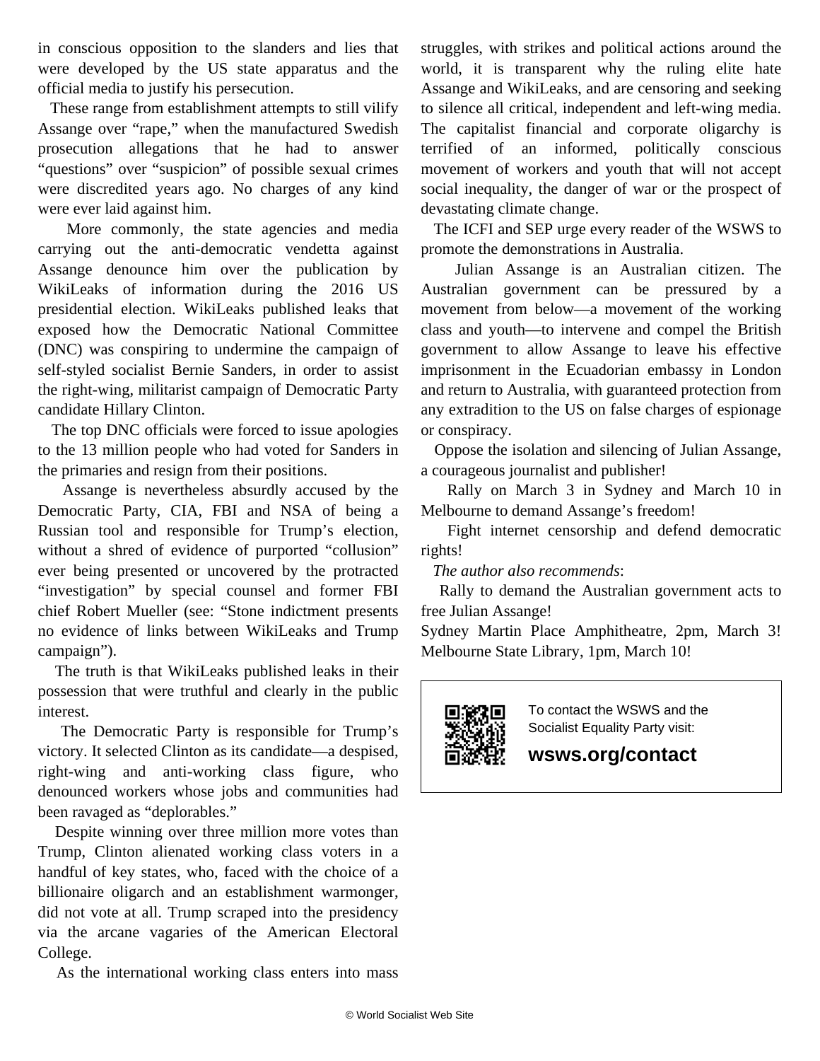in conscious opposition to the slanders and lies that were developed by the US state apparatus and the official media to justify his persecution.

These range from establishment attempts to still vilify Assange over "rape," when the manufactured Swedish prosecution allegations that he had to answer "questions" over "suspicion" of possible sexual crimes were discredited years ago. No charges of any kind were ever laid against him.

More commonly, the state agencies and media carrying out the anti-democratic vendetta against Assange denounce him over the publication by WikiLeaks of information during the 2016 US presidential election. WikiLeaks published leaks that exposed how the Democratic National Committee (DNC) was conspiring to undermine the campaign of self-styled socialist Bernie Sanders, in order to assist the right-wing, militarist campaign of Democratic Party candidate Hillary Clinton.

The top DNC officials were forced to issue apologies to the 13 million people who had voted for Sanders in the primaries and resign from their positions.

Assange is nevertheless absurdly accused by the Democratic Party, CIA, FBI and NSA of being a Russian tool and responsible for Trump's election, without a shred of evidence of purported "collusion" ever being presented or uncovered by the protracted "investigation" by special counsel and former FBI chief Robert Mueller (see: "Stone indictment presents no evidence of links between WikiLeaks and Trump campaign").

The truth is that WikiLeaks published leaks in their possession that were truthful and clearly in the public interest.

The Democratic Party is responsible for Trump's victory. It selected Clinton as its candidate—a despised, right-wing and anti-working class figure, who denounced workers whose jobs and communities had been ravaged as "deplorables."

Despite winning over three million more votes than Trump, Clinton alienated working class voters in a handful of key states, who, faced with the choice of a billionaire oligarch and an establishment warmonger, did not vote at all. Trump scraped into the presidency via the arcane vagaries of the American Electoral College.

As the international working class enters into mass struggles, with strikes and political actions around the world, it is transparent why the ruling elite hate Assange and WikiLeaks, and are censoring and seeking to silence all critical, independent and left-wing media. The capitalist financial and corporate oligarchy is terrified of an informed, politically conscious movement of workers and youth that will not accept social inequality, the danger of war or the prospect of devastating climate change.

The ICFI and SEP urge every reader of the WSWS to promote the demonstrations in Australia.

Julian Assange is an Australian citizen. The Australian government can be pressured by a movement from below—a movement of the working class and youth—to intervene and compel the British government to allow Assange to leave his effective imprisonment in the Ecuadorian embassy in London and return to Australia, with guaranteed protection from any extradition to the US on false charges of espionage or conspiracy.

Oppose the isolation and silencing of Julian Assange, a courageous journalist and publisher!

Rally on March 3 in Sydney and March 10 in Melbourne to demand Assange's freedom!

Fight internet censorship and defend democratic rights!

*The author also recommends*:

Rally to demand the Australian government acts to free Julian Assange!
Sydney Martin Place Amphitheatre, 2pm, March 3!
Melbourne State Library, 1pm, March 10!

To contact the WSWS and the Socialist Equality Party visit:

**wsws.org/contact**